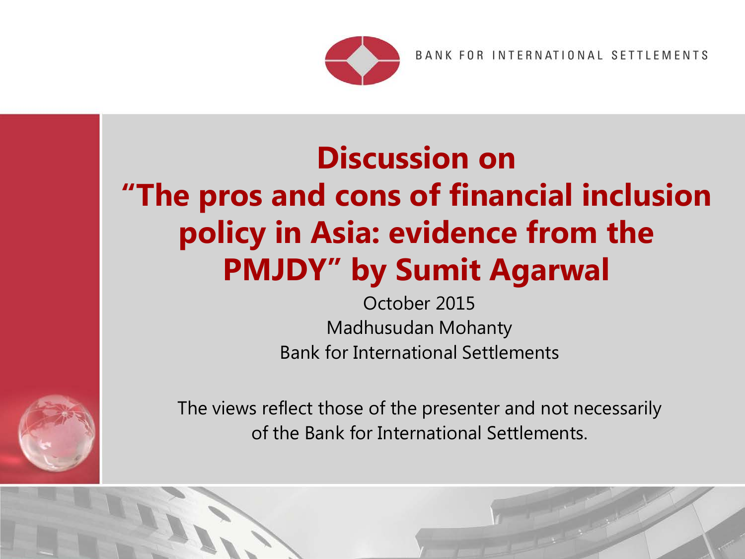BANK FOR INTERNATIONAL SETTLEMENTS

# Discussion on "The pros and cons of financial inclusion policy in Asia: evidence from the PMJDY" by Sumit Agarwal

October 2015

Madhusudan Mohanty

Bank for International Settlements

The views reflect those of the presenter and not necessarily of the Bank for International Settlements.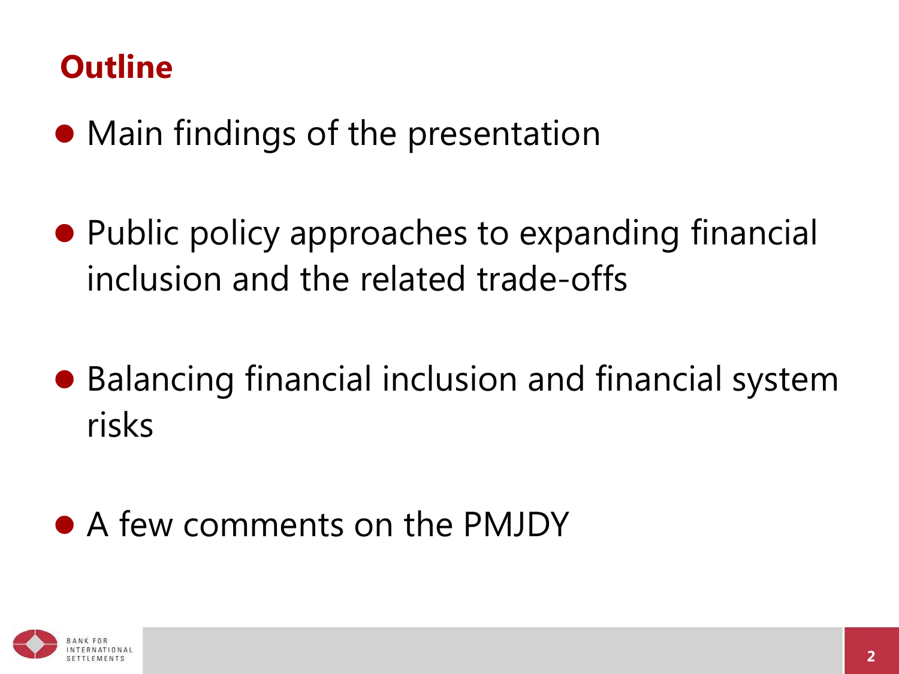## Outline

- Main findings of the presentation

- Public policy approaches to expanding financial inclusion and the related trade-offs

- Balancing financial inclusion and financial system risks

- A few comments on the PMJDY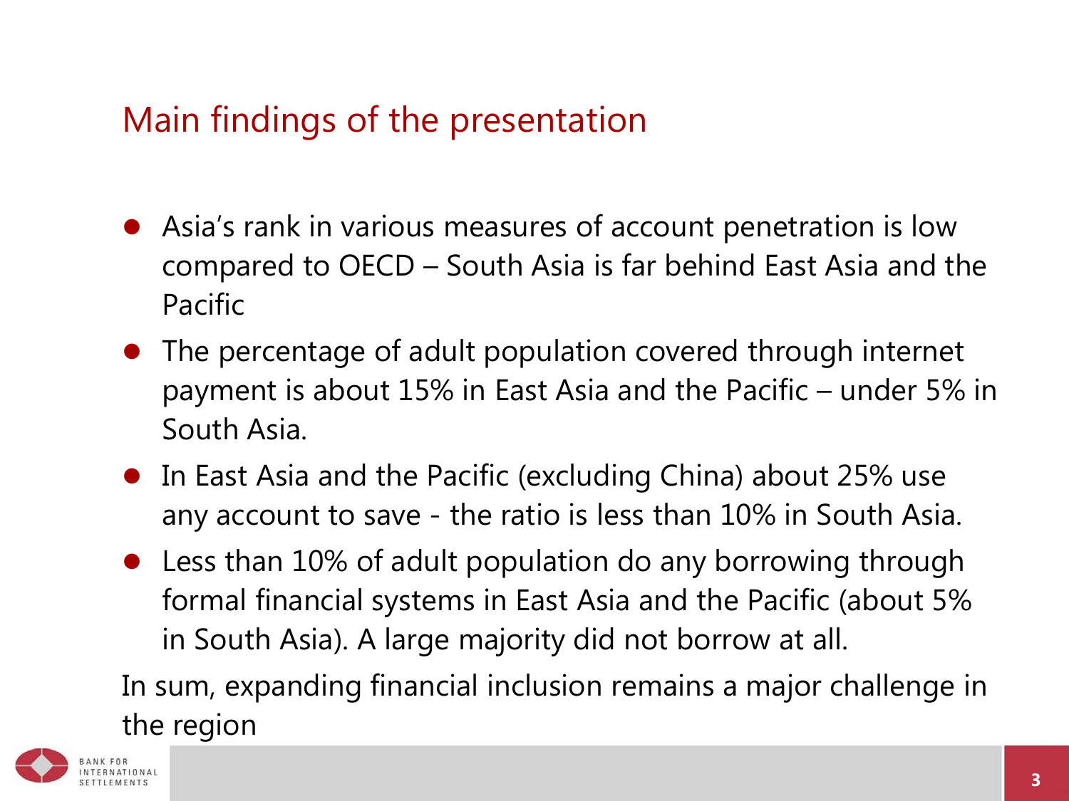## Main findings of the presentation

- Asia's rank in various measures of account penetration is low compared to OECD – South Asia is far behind East Asia and the Pacific
- The percentage of adult population covered through internet payment is about 15% in East Asia and the Pacific – under 5% in South Asia.
- In East Asia and the Pacific (excluding China) about 25% use any account to save - the ratio is less than 10% in South Asia.
- Less than 10% of adult population do any borrowing through formal financial systems in East Asia and the Pacific (about 5% in South Asia). A large majority did not borrow at all.

In sum, expanding financial inclusion remains a major challenge in the region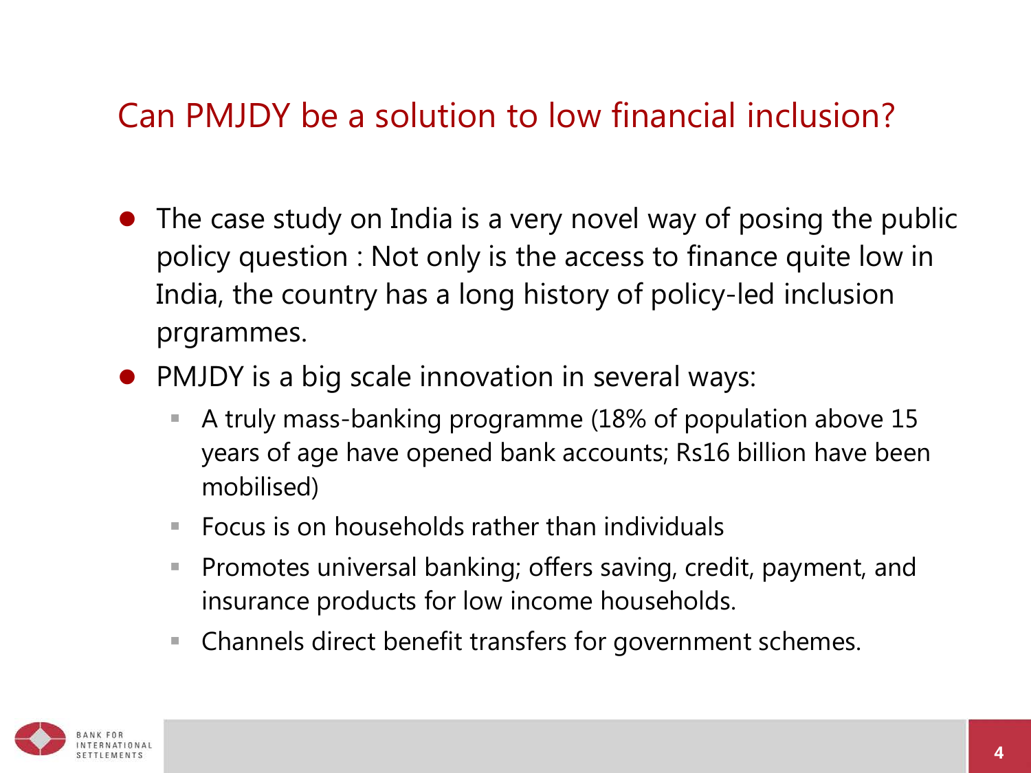## Can PMJDY be a solution to low financial inclusion?

- The case study on India is a very novel way of posing the public policy question : Not only is the access to finance quite low in India, the country has a long history of policy-led inclusion prgrammes.
- PMJDY is a big scale innovation in several ways:
  - A truly mass-banking programme (18% of population above 15 years of age have opened bank accounts; Rs16 billion have been mobilised)
  - Focus is on households rather than individuals
  - Promotes universal banking; offers saving, credit, payment, and insurance products for low income households.
  - Channels direct benefit transfers for government schemes.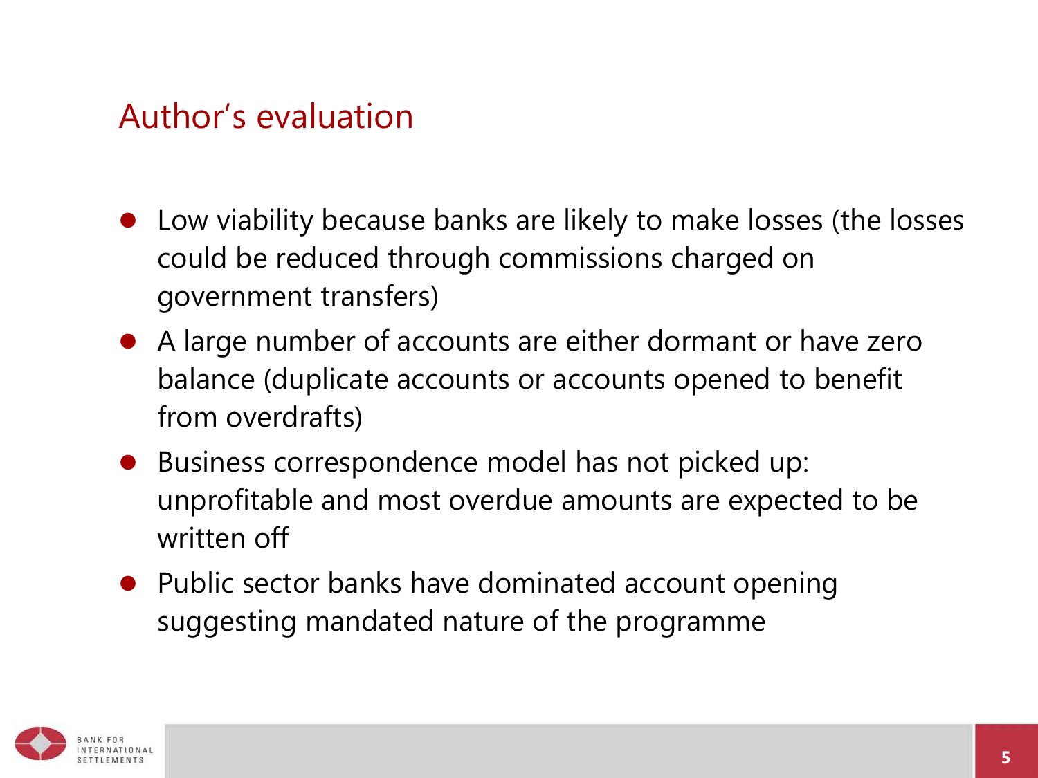## Author's evaluation

- Low viability because banks are likely to make losses (the losses could be reduced through commissions charged on government transfers)
- A large number of accounts are either dormant or have zero balance (duplicate accounts or accounts opened to benefit from overdrafts)
- Business correspondence model has not picked up: unprofitable and most overdue amounts are expected to be written off
- Public sector banks have dominated account opening suggesting mandated nature of the programme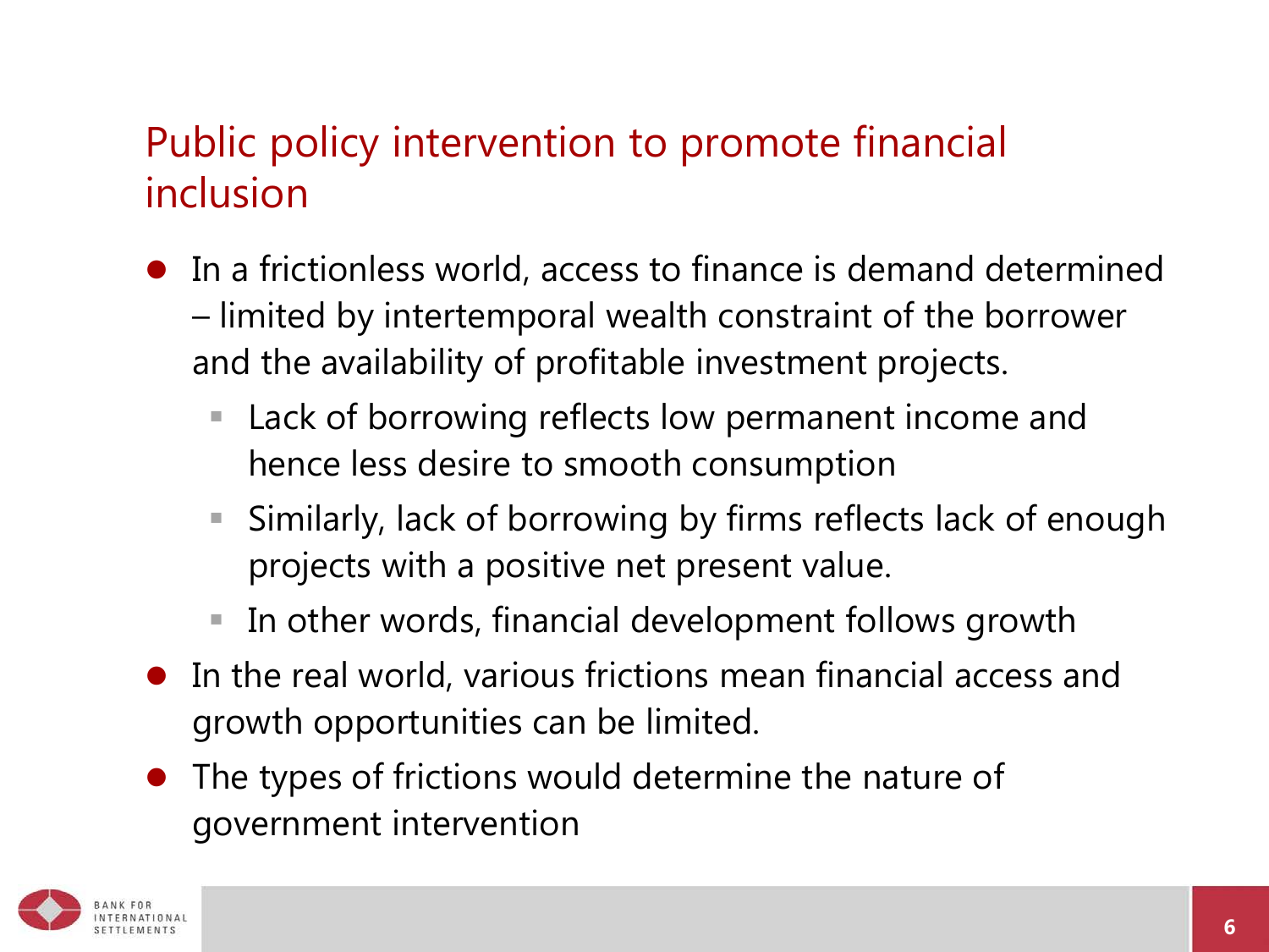## Public policy intervention to promote financial inclusion

- In a frictionless world, access to finance is demand determined – limited by intertemporal wealth constraint of the borrower and the availability of profitable investment projects.
  - Lack of borrowing reflects low permanent income and hence less desire to smooth consumption
  - Similarly, lack of borrowing by firms reflects lack of enough projects with a positive net present value.
  - In other words, financial development follows growth
- In the real world, various frictions mean financial access and growth opportunities can be limited.
- The types of frictions would determine the nature of government intervention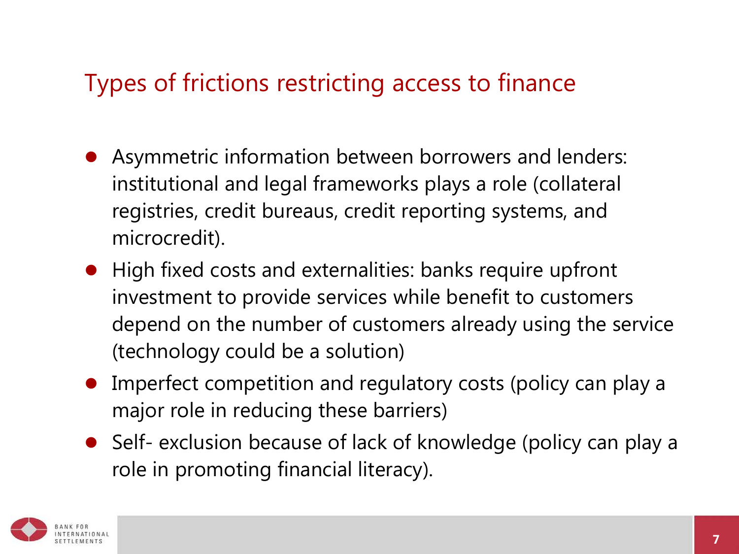## Types of frictions restricting access to finance

- Asymmetric information between borrowers and lenders: institutional and legal frameworks plays a role (collateral registries, credit bureaus, credit reporting systems, and microcredit).
- High fixed costs and externalities: banks require upfront investment to provide services while benefit to customers depend on the number of customers already using the service (technology could be a solution)
- Imperfect competition and regulatory costs (policy can play a major role in reducing these barriers)
- Self- exclusion because of lack of knowledge (policy can play a role in promoting financial literacy).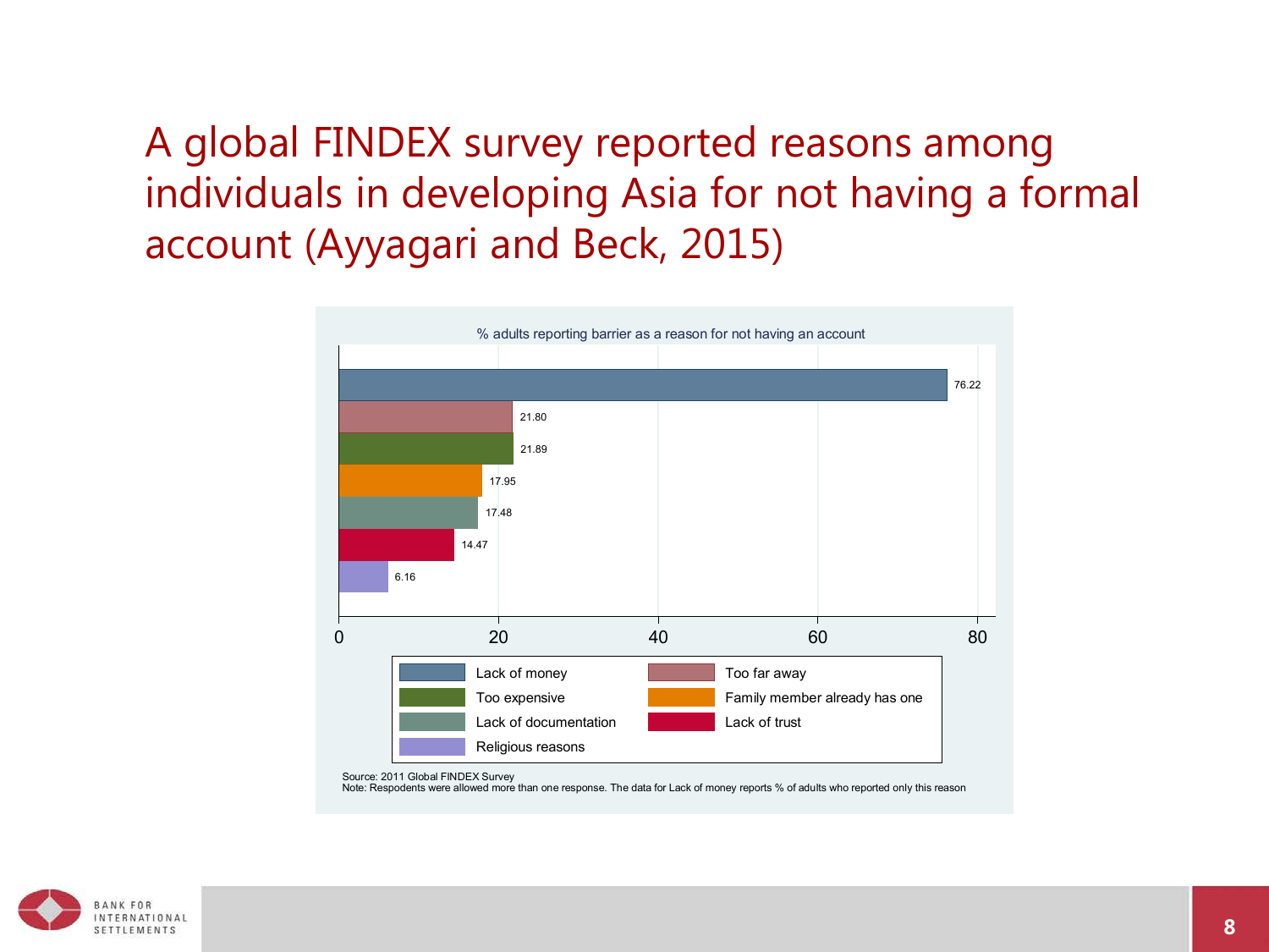# A global FINDEX survey reported reasons among individuals in developing Asia for not having a formal account (Ayyagari and Beck, 2015)

% adults reporting barrier as a reason for not having an account

| Reason | % |
| --- | --- |
| Lack of money | 76.22 |
| Too far away | 21.80 |
| Too expensive | 21.89 |
| Family member already has one | 17.95 |
| Lack of documentation | 17.48 |
| Lack of trust | 14.47 |
| Religious reasons | 6.16 |

Source: 2011 Global FINDEX Survey
Note: Respodents were allowed more than one response. The data for Lack of money reports % of adults who reported only this reason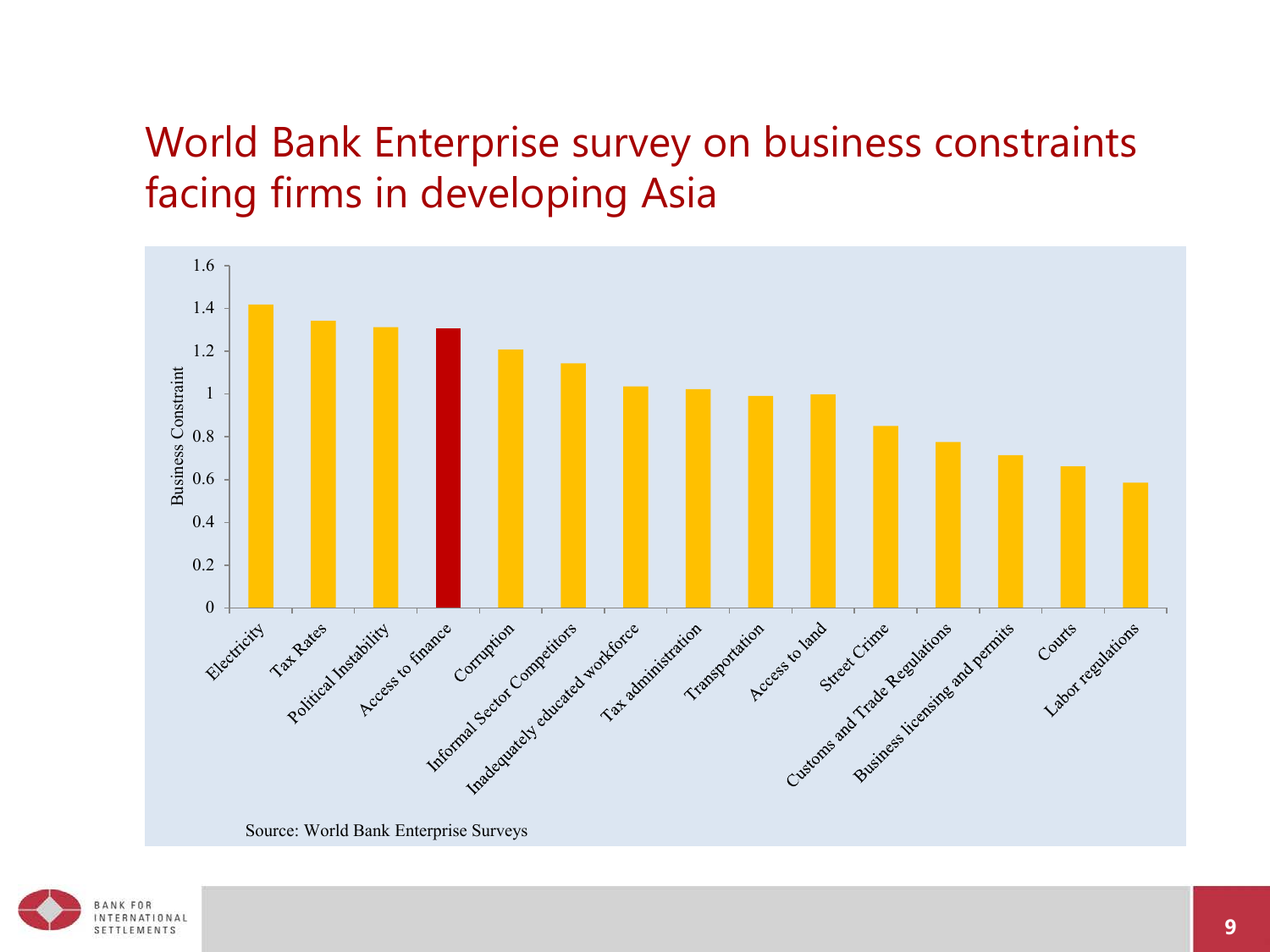# World Bank Enterprise survey on business constraints facing firms in developing Asia

| Constraint | Business Constraint |
|---|---|
| Electricity | 1.42 |
| Tax Rates | 1.34 |
| Political Instability | 1.31 |
| Access to finance | 1.31 |
| Corruption | 1.21 |
| Informal Sector Competitors | 1.14 |
| Inadequately educated workforce | 1.03 |
| Tax administration | 1.02 |
| Transportation | 0.99 |
| Access to land | 1.00 |
| Street Crime | 0.85 |
| Customs and Trade Regulations | 0.77 |
| Business licensing and permits | 0.71 |
| Courts | 0.66 |
| Labor regulations | 0.58 |

Source: World Bank Enterprise Surveys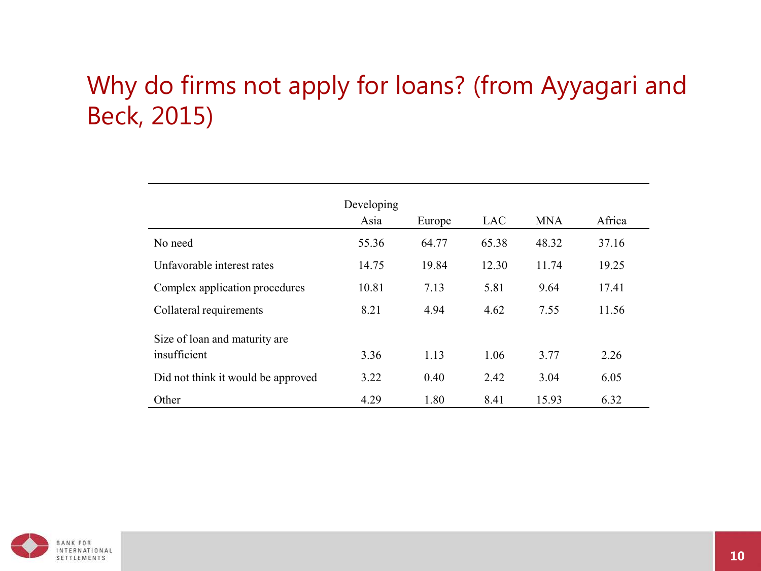# Why do firms not apply for loans? (from Ayyagari and Beck, 2015)

| | Developing Asia | Europe | LAC | MNA | Africa |
|---|---|---|---|---|---|
| No need | 55.36 | 64.77 | 65.38 | 48.32 | 37.16 |
| Unfavorable interest rates | 14.75 | 19.84 | 12.30 | 11.74 | 19.25 |
| Complex application procedures | 10.81 | 7.13 | 5.81 | 9.64 | 17.41 |
| Collateral requirements | 8.21 | 4.94 | 4.62 | 7.55 | 11.56 |
| Size of loan and maturity are insufficient | 3.36 | 1.13 | 1.06 | 3.77 | 2.26 |
| Did not think it would be approved | 3.22 | 0.40 | 2.42 | 3.04 | 6.05 |
| Other | 4.29 | 1.80 | 8.41 | 15.93 | 6.32 |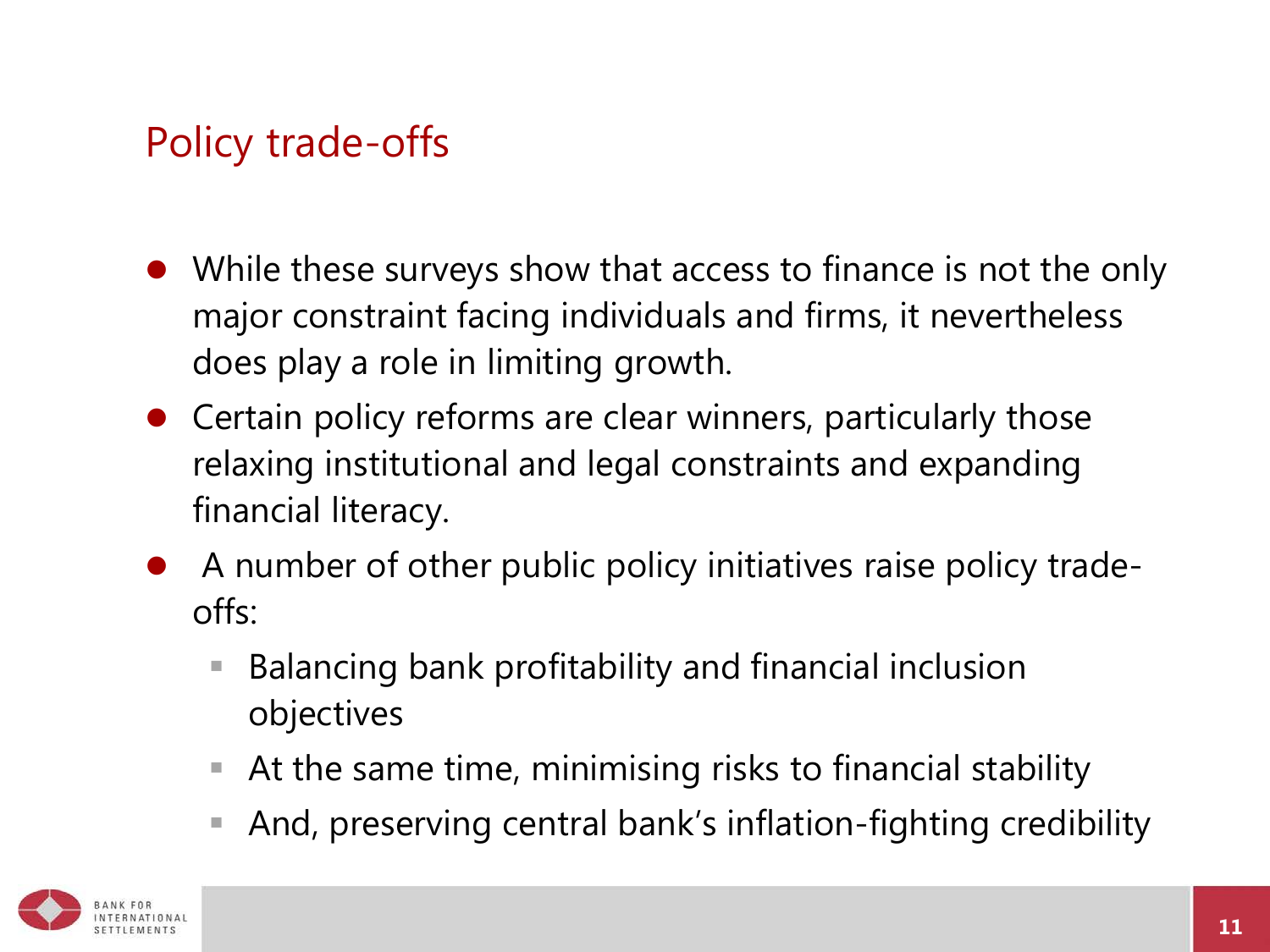## Policy trade-offs

- While these surveys show that access to finance is not the only major constraint facing individuals and firms, it nevertheless does play a role in limiting growth.
- Certain policy reforms are clear winners, particularly those relaxing institutional and legal constraints and expanding financial literacy.
- A number of other public policy initiatives raise policy trade-offs:
  - Balancing bank profitability and financial inclusion objectives
  - At the same time, minimising risks to financial stability
  - And, preserving central bank's inflation-fighting credibility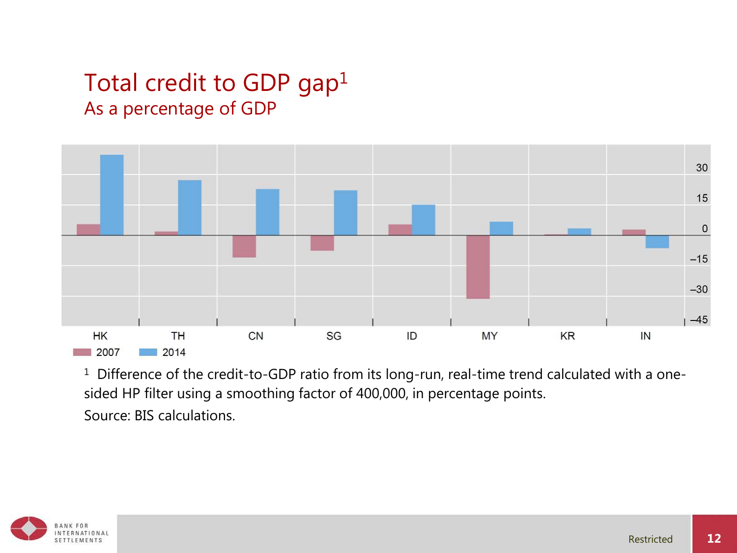# Total credit to GDP gap[1]

## As a percentage of GDP

HK TH CN SG ID MY KR IN

2007 2014

[1] Difference of the credit-to-GDP ratio from its long-run, real-time trend calculated with a one-sided HP filter using a smoothing factor of 400,000, in percentage points.

Source: BIS calculations.

Restricted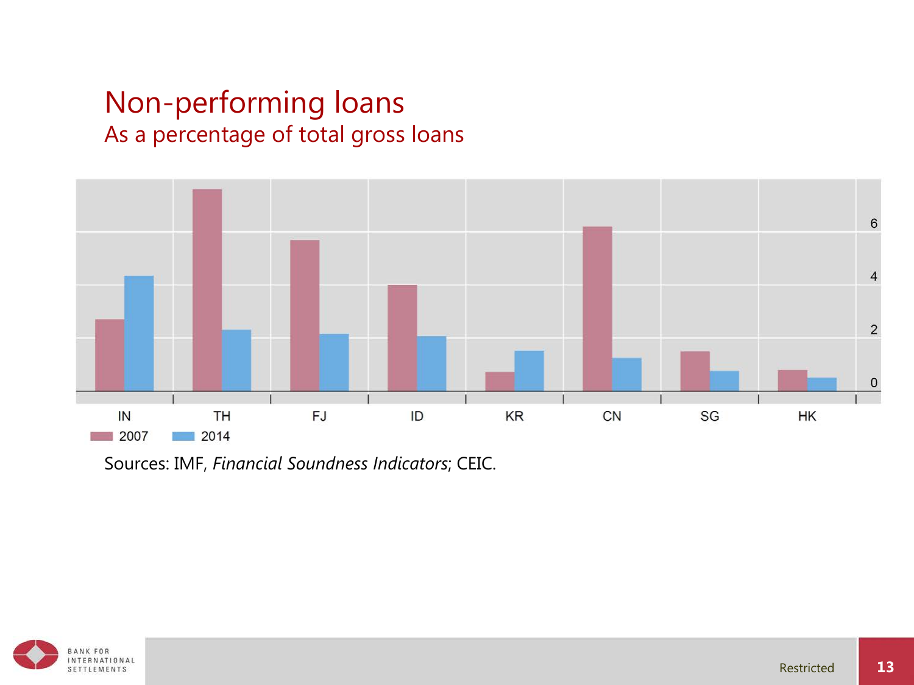# Non-performing loans

## As a percentage of total gross loans

Sources: IMF, *Financial Soundness Indicators*; CEIC.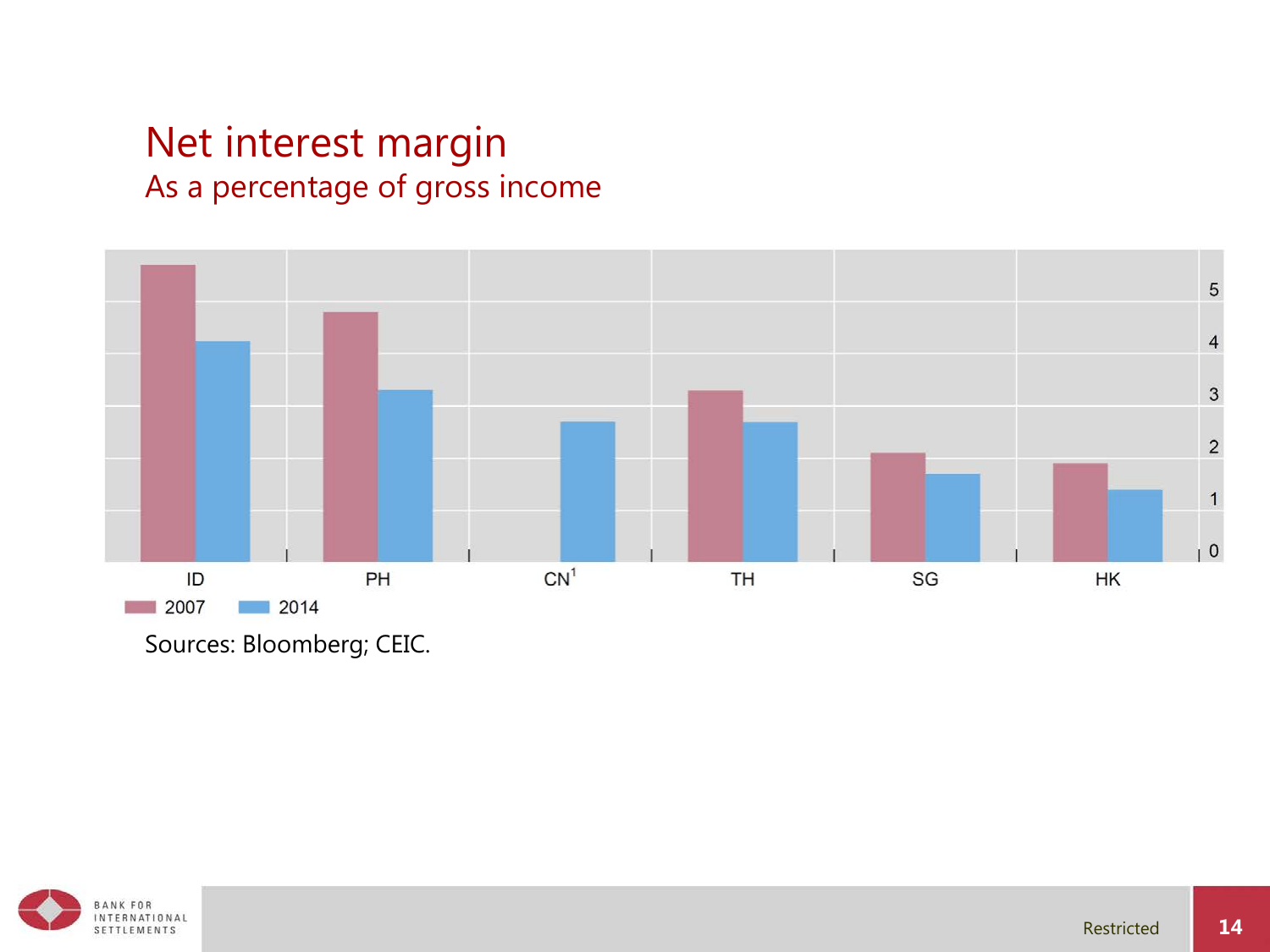# Net interest margin

## As a percentage of gross income

| | ID | PH | CN[1] | TH | SG | HK |
|---|---|---|---|---|---|---|
| 2007 | | | | | | |
| 2014 | | | | | | |

Sources: Bloomberg; CEIC.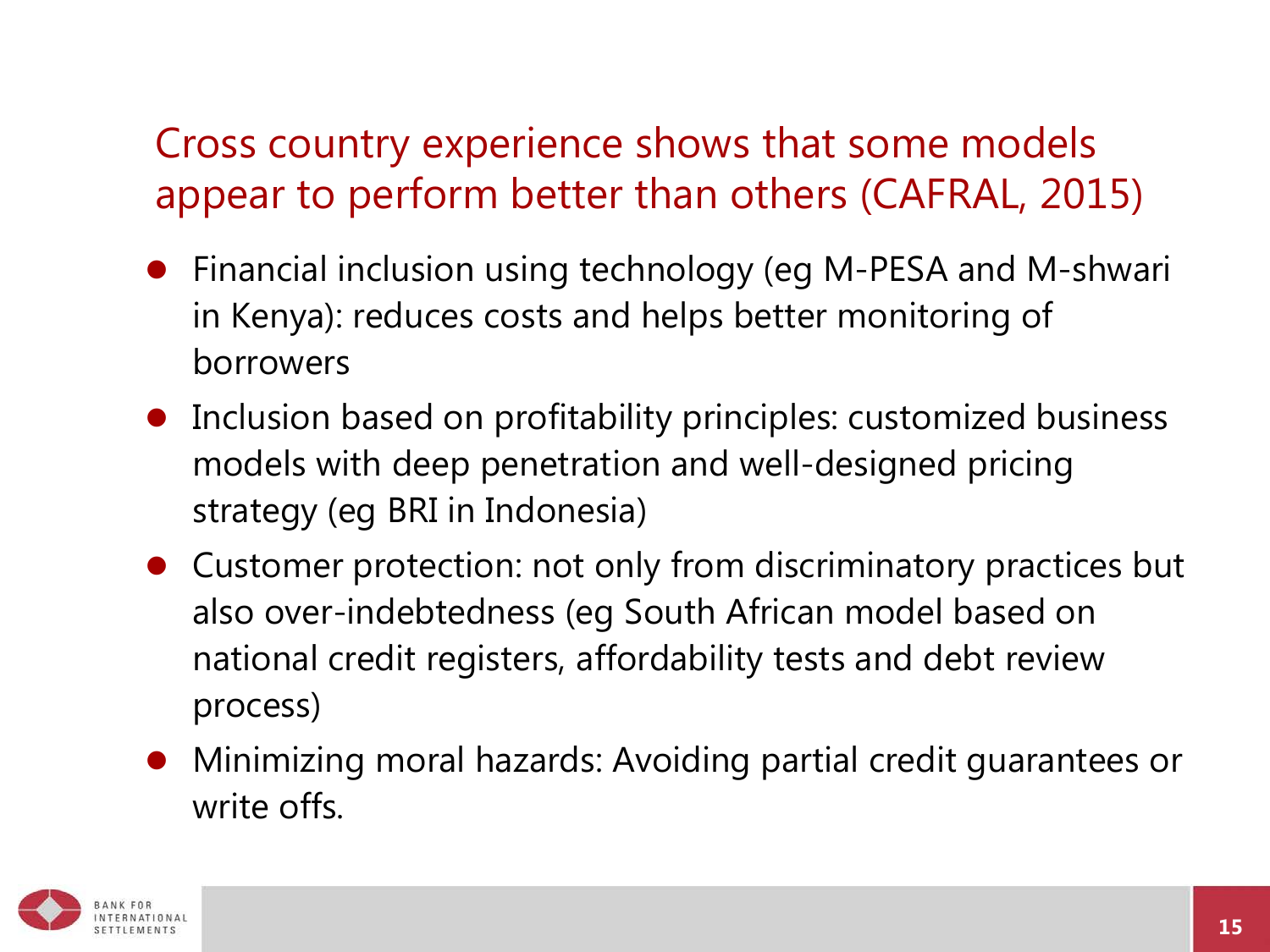## Cross country experience shows that some models appear to perform better than others (CAFRAL, 2015)

- Financial inclusion using technology (eg M-PESA and M-shwari in Kenya): reduces costs and helps better monitoring of borrowers
- Inclusion based on profitability principles: customized business models with deep penetration and well-designed pricing strategy (eg BRI in Indonesia)
- Customer protection: not only from discriminatory practices but also over-indebtedness (eg South African model based on national credit registers, affordability tests and debt review process)
- Minimizing moral hazards: Avoiding partial credit guarantees or write offs.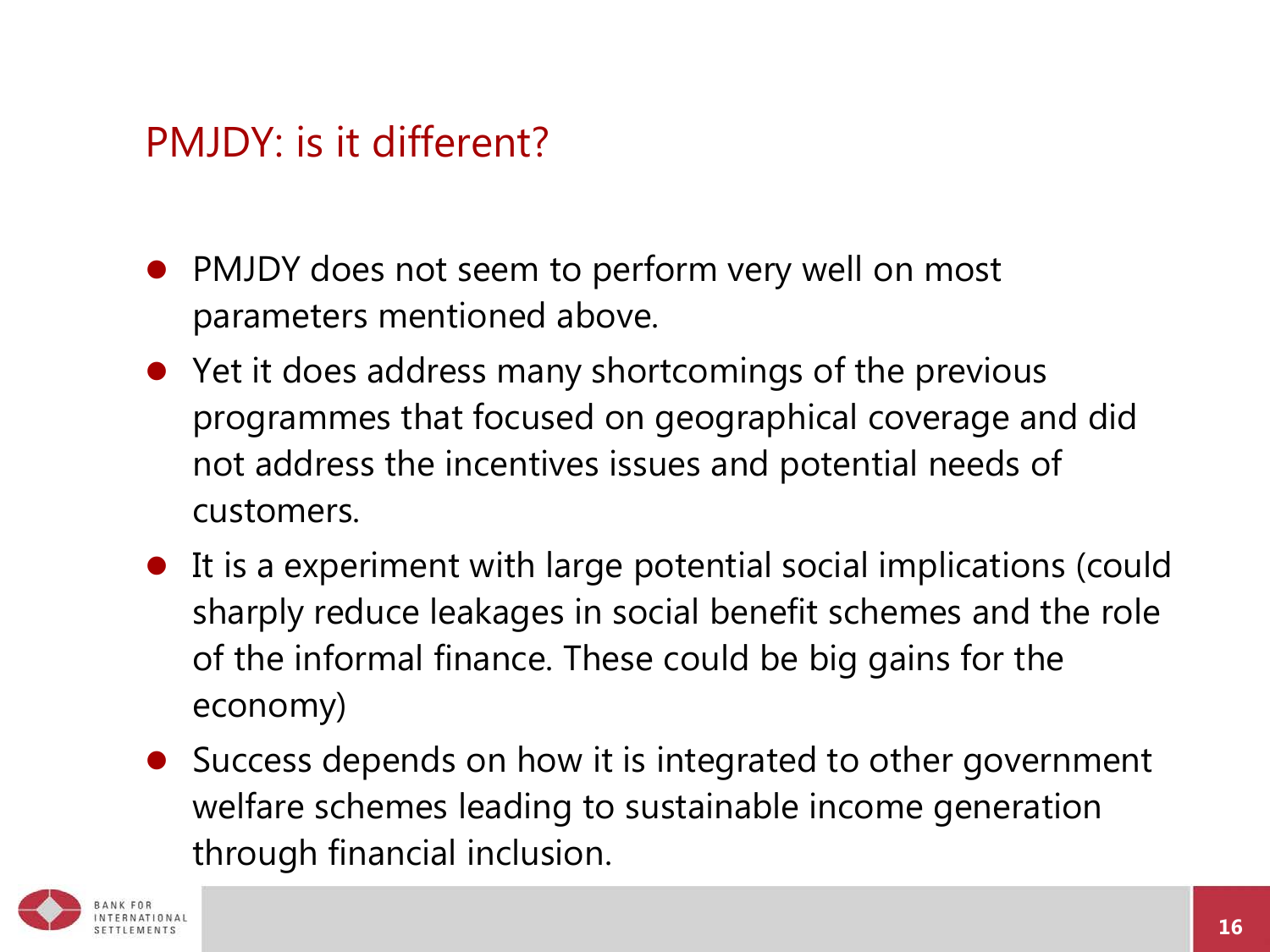## PMJDY: is it different?

- PMJDY does not seem to perform very well on most parameters mentioned above.
- Yet it does address many shortcomings of the previous programmes that focused on geographical coverage and did not address the incentives issues and potential needs of customers.
- It is a experiment with large potential social implications (could sharply reduce leakages in social benefit schemes and the role of the informal finance. These could be big gains for the economy)
- Success depends on how it is integrated to other government welfare schemes leading to sustainable income generation through financial inclusion.